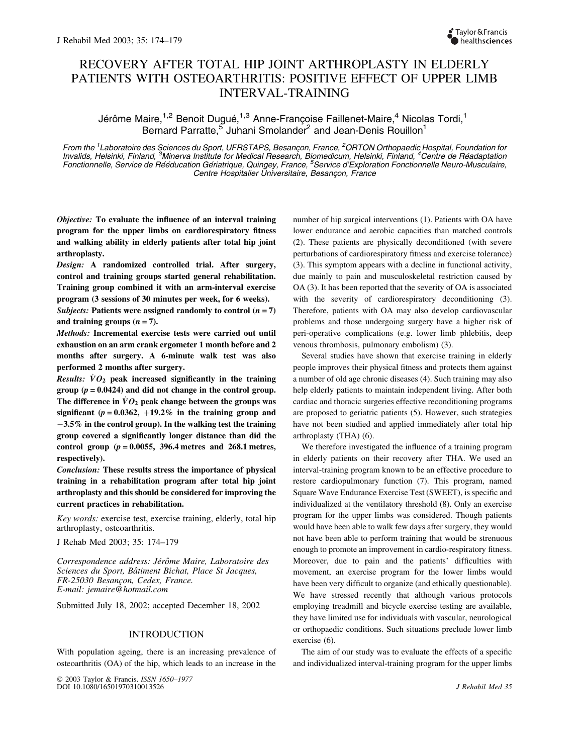# RECOVERY AFTER TOTAL HIP JOINT ARTHROPLASTY IN ELDERLY PATIENTS WITH OSTEOARTHRITIS: POSITIVE EFFECT OF UPPER LIMB INTERVAL-TRAINING

Jérôme Maire,[1,2] Benoit Dugué,[1,3] Anne-Françoise Faillenet-Maire,[4] Nicolas Tordi,[1] Bernard Parratte,[5] Juhani Smolander[2] and Jean-Denis Rouillon[1]

*From the [1]Laboratoire des Sciences du Sport, UFRSTAPS, Besançon, France, [2]ORTON Orthopaedic Hospital, Foundation for Invalids, Helsinki, Finland, [3]Minerva Institute for Medical Research, Biomedicum, Helsinki, Finland, [4]Centre de Réadaptation Fonctionnelle, Service de Rééducation Gériatrique, Quingey, France, [5]Service d'Exploration Fonctionnelle Neuro-Musculaire, Centre Hospitalier Universitaire, Besançon, France*

***Objective:*** **To evaluate the influence of an interval training program for the upper limbs on cardiorespiratory fitness and walking ability in elderly patients after total hip joint arthroplasty.**

***Design:*** **A randomized controlled trial. After surgery, control and training groups started general rehabilitation. Training group combined it with an arm-interval exercise program (3 sessions of 30 minutes per week, for 6 weeks).**

***Subjects:*** **Patients were assigned randomly to control ($n = 7$) and training groups ($n = 7$).**

***Methods:*** **Incremental exercise tests were carried out until exhaustion on an arm crank ergometer 1 month before and 2 months after surgery. A 6-minute walk test was also performed 2 months after surgery.**

***Results:*** **$\dot{V}O_2$ peak increased significantly in the training group ($p = 0.0424$) and did not change in the control group. The difference in $\dot{V}O_2$ peak change between the groups was significant ($p = 0.0362$, $+19.2\%$ in the training group and $-3.5\%$ in the control group). In the walking test the training group covered a significantly longer distance than did the control group ($p = 0.0055$, 396.4 metres and 268.1 metres, respectively).**

***Conclusion:*** **These results stress the importance of physical training in a rehabilitation program after total hip joint arthroplasty and this should be considered for improving the current practices in rehabilitation.**

*Key words:* exercise test, exercise training, elderly, total hip arthroplasty, osteoarthritis.

J Rehab Med 2003; 35: 174–179

*Correspondence address: Jérôme Maire, Laboratoire des Sciences du Sport, Bâtiment Bichat, Place St Jacques, FR-25030 Besançon, Cedex, France. E-mail: jemaire@hotmail.com*

Submitted July 18, 2002; accepted December 18, 2002

## INTRODUCTION

With population ageing, there is an increasing prevalence of osteoarthritis (OA) of the hip, which leads to an increase in the number of hip surgical interventions (1). Patients with OA have lower endurance and aerobic capacities than matched controls (2). These patients are physically deconditioned (with severe perturbations of cardiorespiratory fitness and exercise tolerance) (3). This symptom appears with a decline in functional activity, due mainly to pain and musculoskeletal restriction caused by OA (3). It has been reported that the severity of OA is associated with the severity of cardiorespiratory deconditioning (3). Therefore, patients with OA may also develop cardiovascular problems and those undergoing surgery have a higher risk of peri-operative complications (e.g. lower limb phlebitis, deep venous thrombosis, pulmonary embolism) (3).

Several studies have shown that exercise training in elderly people improves their physical fitness and protects them against a number of old age chronic diseases (4). Such training may also help elderly patients to maintain independent living. After both cardiac and thoracic surgeries effective reconditioning programs are proposed to geriatric patients (5). However, such strategies have not been studied and applied immediately after total hip arthroplasty (THA) (6).

We therefore investigated the influence of a training program in elderly patients on their recovery after THA. We used an interval-training program known to be an effective procedure to restore cardiopulmonary function (7). This program, named Square Wave Endurance Exercise Test (SWEET), is specific and individualized at the ventilatory threshold (8). Only an exercise program for the upper limbs was considered. Though patients would have been able to walk few days after surgery, they would not have been able to perform training that would be strenuous enough to promote an improvement in cardio-respiratory fitness. Moreover, due to pain and the patients' difficulties with movement, an exercise program for the lower limbs would have been very difficult to organize (and ethically questionable). We have stressed recently that although various protocols employing treadmill and bicycle exercise testing are available, they have limited use for individuals with vascular, neurological or orthopaedic conditions. Such situations preclude lower limb exercise (6).

The aim of our study was to evaluate the effects of a specific and individualized interval-training program for the upper limbs

© 2003 Taylor & Francis. *ISSN 1650–1977*
DOI 10.1080/16501970310013526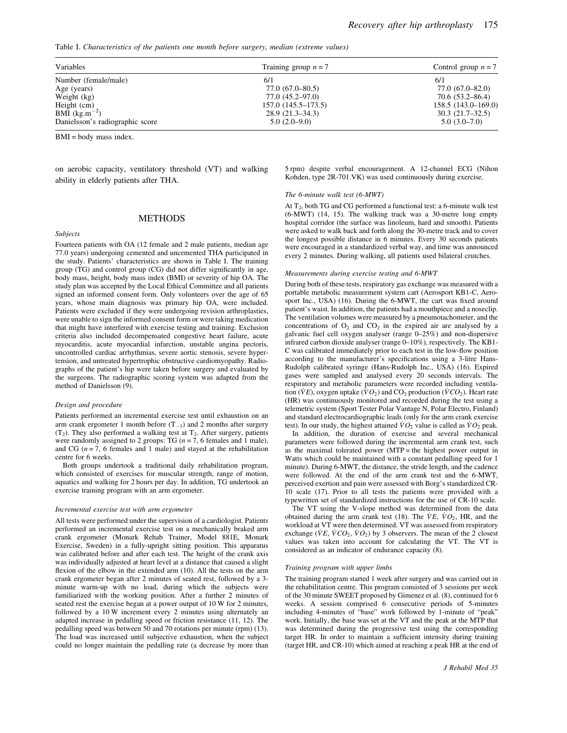Table I. *Characteristics of the patients one month before surgery, median (extreme values)*

| Variables | Training group $n = 7$ | Control group $n = 7$ |
|---|---|---|
| Number (female/male) | 6/1 | 6/1 |
| Age (years) | 77.0 (67.0–80.5) | 77.0 (67.0–82.0) |
| Weight (kg) | 77.0 (45.2–97.0) | 70.6 (53.2–86.4) |
| Height (cm) | 157.0 (145.5–173.5) | 158.5 (143.0–169.0) |
| BMI (kg.m$^{-2}$) | 28.9 (21.3–34.3) | 30.3 (21.7–32.5) |
| Danielsson's radiographic score | 5.0 (2.0–9.0) | 5.0 (3.0–7.0) |

BMI = body mass index.

on aerobic capacity, ventilatory threshold (VT) and walking ability in elderly patients after THA.

## METHODS

### *Subjects*

Fourteen patients with OA (12 female and 2 male patients, median age 77.0 years) undergoing cemented and uncemented THA participated in the study. Patients' characteristics are shown in Table I. The training group (TG) and control group (CG) did not differ significantly in age, body mass, height, body mass index (BMI) or severity of hip OA. The study plan was accepted by the Local Ethical Committee and all patients signed an informed consent form. Only volunteers over the age of 65 years, whose main diagnosis was primary hip OA, were included. Patients were excluded if they were undergoing revision arthroplasties, were unable to sign the informed consent form or were taking medication that might have interfered with exercise testing and training. Exclusion criteria also included decompensated congestive heart failure, acute myocarditis, acute myocardial infarction, unstable angina pectoris, uncontrolled cardiac arrhythmias, severe aortic stenosis, severe hypertension, and untreated hypertrophic obstructive cardiomyopathy. Radiographs of the patient's hip were taken before surgery and evaluated by the surgeons. The radiographic scoring system was adapted from the method of Danielsson (9).

### *Design and procedure*

Patients performed an incremental exercise test until exhaustion on an arm crank ergometer 1 month before ($T_{-1}$) and 2 months after surgery ($T_2$). They also performed a walking test at $T_2$. After surgery, patients were randomly assigned to 2 groups: TG ($n = 7$, 6 females and 1 male), and CG ($n = 7$, 6 females and 1 male) and stayed at the rehabilitation centre for 6 weeks.

Both groups undertook a traditional daily rehabilitation program, which consisted of exercises for muscular strength, range of motion, aquatics and walking for 2 hours per day. In addition, TG undertook an exercise training program with an arm ergometer.

### *Incremental exercise test with arm ergometer*

All tests were performed under the supervision of a cardiologist. Patients performed an incremental exercise test on a mechanically braked arm crank ergometer (Monark Rehab Trainer, Model 881E, Monark Exercise, Sweden) in a fully-upright sitting position. This apparatus was calibrated before and after each test. The height of the crank axis was individually adjusted at heart level at a distance that caused a slight flexion of the elbow in the extended arm (10). All the tests on the arm crank ergometer began after 2 minutes of seated rest, followed by a 3-minute warm-up with no load, during which the subjects were familiarized with the working position. After a further 2 minutes of seated rest the exercise began at a power output of 10 W for 2 minutes, followed by a 10 W increment every 2 minutes using alternately an adapted increase in pedalling speed or friction resistance (11, 12). The pedalling speed was between 50 and 70 rotations per minute (rpm) (13). The load was increased until subjective exhaustion, when the subject could no longer maintain the pedalling rate (a decrease by more than 5 rpm) despite verbal encouragement. A 12-channel ECG (Nihon Kohden, type 2R-701.VK) was used continuously during exercise.

### *The 6-minute walk test (6-MWT)*

At $T_2$, both TG and CG performed a functional test: a 6-minute walk test (6-MWT) (14, 15). The walking track was a 30-metre long empty hospital corridor (the surface was linoleum, hard and smooth). Patients were asked to walk back and forth along the 30-metre track and to cover the longest possible distance in 6 minutes. Every 30 seconds patients were encouraged in a standardized verbal way, and time was announced every 2 minutes. During walking, all patients used bilateral crutches.

### *Measurements during exercise testing and 6-MWT*

During both of these tests, respiratory gas exchange was measured with a portable metabolic measurement system cart (Aerosport KB1-C, Aerosport Inc., USA) (16). During the 6-MWT, the cart was fixed around patient's waist. In addition, the patients had a mouthpiece and a noseclip. The ventilation volumes were measured by a pneumotachometer, and the concentrations of $O_2$ and $CO_2$ in the expired air are analysed by a galvanic fuel cell oxygen analyser (range 0–25%) and non-dispersive infrared carbon dioxide analyser (range 0–10%), respectively. The KB1-C was calibrated immediately prior to each test in the low-flow position according to the manufacturer's specifications using a 3-litre Hans-Rudolph calibrated syringe (Hans-Rudolph Inc., USA) (16). Expired gases were sampled and analysed every 20 seconds intervals. The respiratory and metabolic parameters were recorded including ventilation ($\dot{V}E$), oxygen uptake ($\dot{V}O_2$) and $CO_2$ production ($\dot{V}CO_2$). Heart rate (HR) was continuously monitored and recorded during the test using a telemetric system (Sport Tester Polar Vantage N, Polar Electro, Finland) and standard electrocardiographic leads (only for the arm crank exercise test). In our study, the highest attained $\dot{V}O_2$ value is called as $\dot{V}O_2$ peak.

In addition, the duration of exercise and several mechanical parameters were followed during the incremental arm crank test, such as the maximal tolerated power (MTP = the highest power output in Watts which could be maintained with a constant pedalling speed for 1 minute). During 6-MWT, the distance, the stride length, and the cadence were followed. At the end of the arm crank test and the 6-MWT, perceived exertion and pain were assessed with Borg's standardized CR-10 scale (17). Prior to all tests the patients were provided with a typewritten set of standardized instructions for the use of CR-10 scale.

The VT using the V-slope method was determined from the data obtained during the arm crank test (18). The $\dot{V}E$, $\dot{V}O_2$, HR, and the workload at VT were then determined. VT was assessed from respiratory exchange ($\dot{V}E$, $\dot{V}CO_2$, $\dot{V}O_2$) by 3 observers. The mean of the 2 closest values was taken into account for calculating the VT. The VT is considered as an indicator of endurance capacity (8).

### *Training program with upper limbs*

The training program started 1 week after surgery and was carried out in the rehabilitation centre. This program consisted of 3 sessions per week of the 30 minute SWEET proposed by Gimenez et al. (8), continued for 6 weeks. A session comprised 6 consecutive periods of 5-minutes including 4-minutes of "base" work followed by 1-minute of "peak" work. Initially, the base was set at the VT and the peak at the MTP that was determined during the progressive test using the corresponding target HR. In order to maintain a sufficient intensity during training (target HR, and CR-10) which aimed at reaching a peak HR at the end of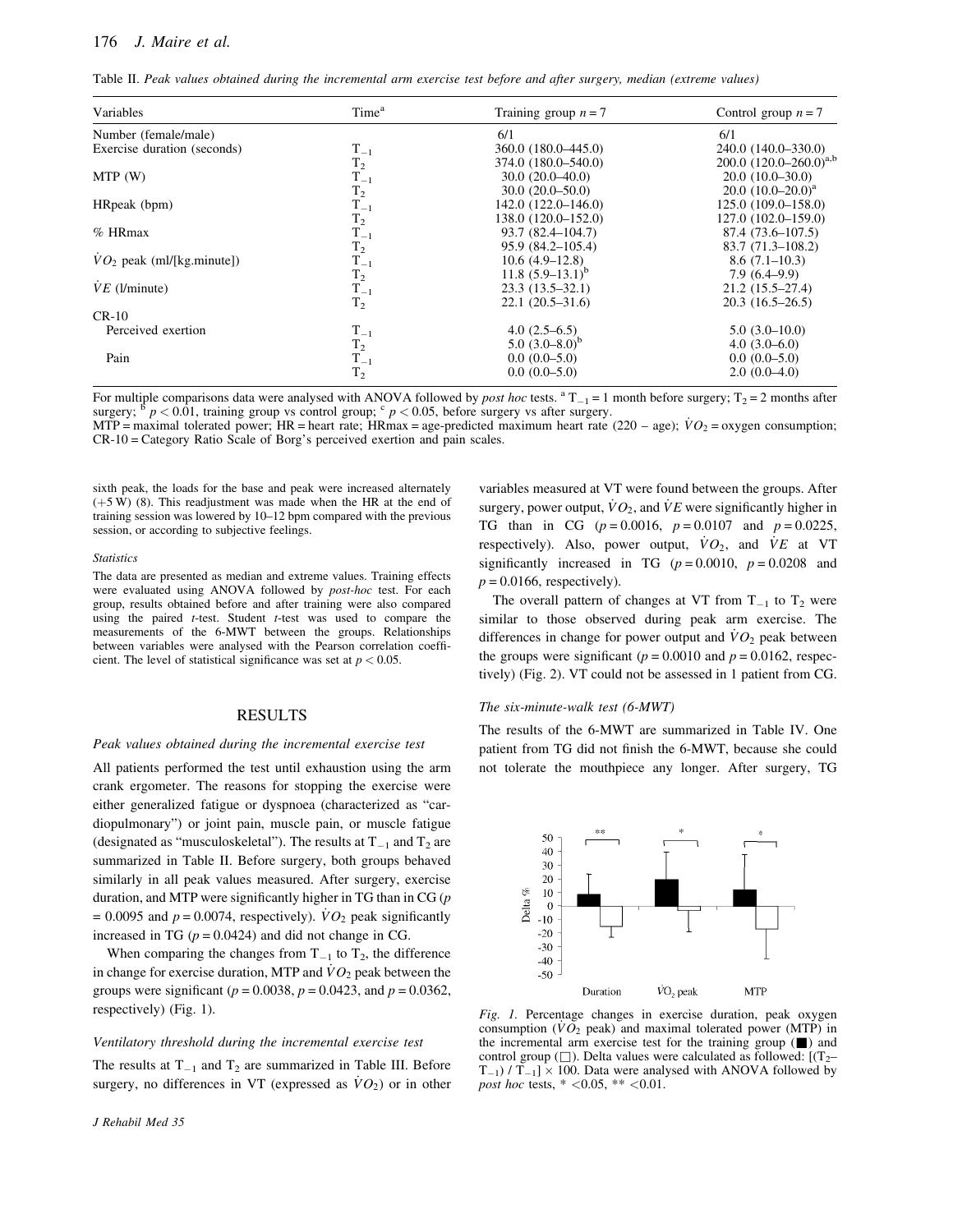Table II. *Peak values obtained during the incremental arm exercise test before and after surgery, median (extreme values)*

| Variables | Time[a] | Training group $n = 7$ | Control group $n = 7$ |
|---|---|---|---|
| Number (female/male) | | 6/1 | 6/1 |
| Exercise duration (seconds) | $T_{-1}$ | 360.0 (180.0–445.0) | 240.0 (140.0–330.0) |
| | $T_2$ | 374.0 (180.0–540.0) | 200.0 (120.0–260.0)[a,b] |
| MTP (W) | $T_{-1}$ | 30.0 (20.0–40.0) | 20.0 (10.0–30.0) |
| | $T_2$ | 30.0 (20.0–50.0) | 20.0 (10.0–20.0)[a] |
| HRpeak (bpm) | $T_{-1}$ | 142.0 (122.0–146.0) | 125.0 (109.0–158.0) |
| | $T_2$ | 138.0 (120.0–152.0) | 127.0 (102.0–159.0) |
| % HRmax | $T_{-1}$ | 93.7 (82.4–104.7) | 87.4 (73.6–107.5) |
| | $T_2$ | 95.9 (84.2–105.4) | 83.7 (71.3–108.2) |
| $\dot{V}O_2$ peak (ml/[kg.minute]) | $T_{-1}$ | 10.6 (4.9–12.8) | 8.6 (7.1–10.3) |
| | $T_2$ | 11.8 (5.9–13.1)[b] | 7.9 (6.4–9.9) |
| $\dot{V}E$ (l/minute) | $T_{-1}$ | 23.3 (13.5–32.1) | 21.2 (15.5–27.4) |
| | $T_2$ | 22.1 (20.5–31.6) | 20.3 (16.5–26.5) |
| CR-10 | | | |
| Perceived exertion | $T_{-1}$ | 4.0 (2.5–6.5) | 5.0 (3.0–10.0) |
| | $T_2$ | 5.0 (3.0–8.0)[b] | 4.0 (3.0–6.0) |
| Pain | $T_{-1}$ | 0.0 (0.0–5.0) | 0.0 (0.0–5.0) |
| | $T_2$ | 0.0 (0.0–5.0) | 2.0 (0.0–4.0) |

For multiple comparisons data were analysed with ANOVA followed by *post hoc* tests. [a] $T_{-1}$ = 1 month before surgery; $T_2$ = 2 months after surgery; [b] $p < 0.01$, training group vs control group; [c] $p < 0.05$, before surgery vs after surgery.
MTP = maximal tolerated power; HR = heart rate; HRmax = age-predicted maximum heart rate (220 – age); $\dot{V}O_2$ = oxygen consumption; CR-10 = Category Ratio Scale of Borg's perceived exertion and pain scales.

sixth peak, the loads for the base and peak were increased alternately (+5 W) (8). This readjustment was made when the HR at the end of training session was lowered by 10–12 bpm compared with the previous session, or according to subjective feelings.

*Statistics*

The data are presented as median and extreme values. Training effects were evaluated using ANOVA followed by *post-hoc* test. For each group, results obtained before and after training were also compared using the paired *t*-test. Student *t*-test was used to compare the measurements of the 6-MWT between the groups. Relationships between variables were analysed with the Pearson correlation coefficient. The level of statistical significance was set at $p < 0.05$.

## RESULTS

*Peak values obtained during the incremental exercise test*

All patients performed the test until exhaustion using the arm crank ergometer. The reasons for stopping the exercise were either generalized fatigue or dyspnoea (characterized as "cardiopulmonary") or joint pain, muscle pain, or muscle fatigue (designated as "musculoskeletal"). The results at $T_{-1}$ and $T_2$ are summarized in Table II. Before surgery, both groups behaved similarly in all peak values measured. After surgery, exercise duration, and MTP were significantly higher in TG than in CG ($p = 0.0095$ and $p = 0.0074$, respectively). $\dot{V}O_2$ peak significantly increased in TG ($p = 0.0424$) and did not change in CG.

When comparing the changes from $T_{-1}$ to $T_2$, the difference in change for exercise duration, MTP and $\dot{V}O_2$ peak between the groups were significant ($p = 0.0038$, $p = 0.0423$, and $p = 0.0362$, respectively) (Fig. 1).

*Ventilatory threshold during the incremental exercise test*

The results at $T_{-1}$ and $T_2$ are summarized in Table III. Before surgery, no differences in VT (expressed as $\dot{V}O_2$) or in other variables measured at VT were found between the groups. After surgery, power output, $\dot{V}O_2$, and $\dot{V}E$ were significantly higher in TG than in CG ($p = 0.0016$, $p = 0.0107$ and $p = 0.0225$, respectively). Also, power output, $\dot{V}O_2$, and $\dot{V}E$ at VT significantly increased in TG ($p = 0.0010$, $p = 0.0208$ and $p = 0.0166$, respectively).

The overall pattern of changes at VT from $T_{-1}$ to $T_2$ were similar to those observed during peak arm exercise. The differences in change for power output and $\dot{V}O_2$ peak between the groups were significant ($p = 0.0010$ and $p = 0.0162$, respectively) (Fig. 2). VT could not be assessed in 1 patient from CG.

*The six-minute-walk test (6-MWT)*

The results of the 6-MWT are summarized in Table IV. One patient from TG did not finish the 6-MWT, because she could not tolerate the mouthpiece any longer. After surgery, TG

*Fig. 1.* Percentage changes in exercise duration, peak oxygen consumption ($\dot{V}O_2$ peak) and maximal tolerated power (MTP) in the incremental arm exercise test for the training group (■) and control group (□). Delta values were calculated as followed: $[(T_2 - T_{-1}) / T_{-1}] \times 100$. Data were analysed with ANOVA followed by *post hoc* tests, * <0.05, ** <0.01.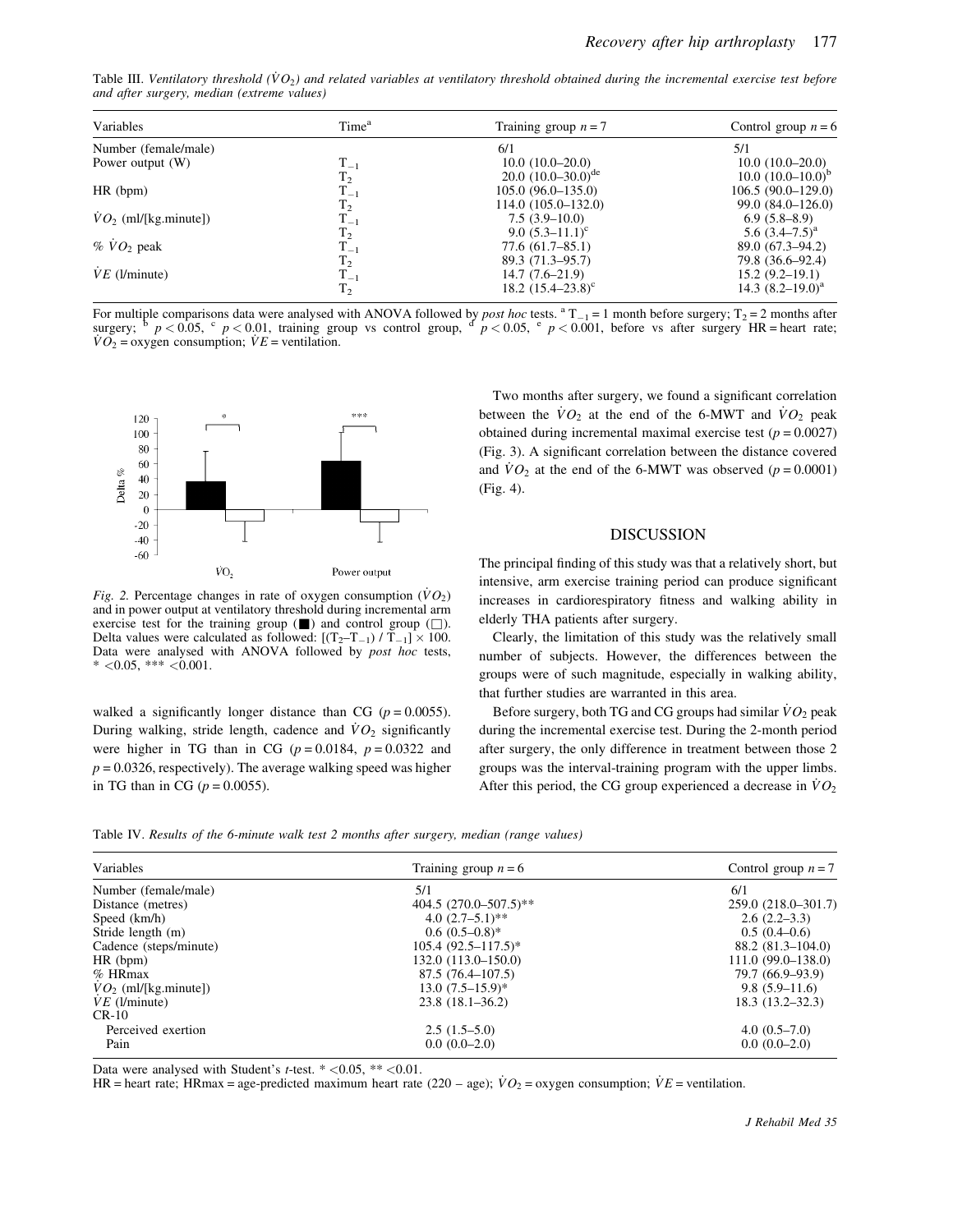Table III. *Ventilatory threshold ($\dot{V}O_2$) and related variables at ventilatory threshold obtained during the incremental exercise test before and after surgery, median (extreme values)*

| Variables | Time[a] | Training group $n = 7$ | Control group $n = 6$ |
|---|---|---|---|
| Number (female/male) | | 6/1 | 5/1 |
| Power output (W) | $T_{-1}$ | 10.0 (10.0–20.0) | 10.0 (10.0–20.0) |
| | $T_2$ | 20.0 (10.0–30.0)[de] | 10.0 (10.0–10.0)[b] |
| HR (bpm) | $T_{-1}$ | 105.0 (96.0–135.0) | 106.5 (90.0–129.0) |
| | $T_2$ | 114.0 (105.0–132.0) | 99.0 (84.0–126.0) |
| $\dot{V}O_2$ (ml/[kg.minute]) | $T_{-1}$ | 7.5 (3.9–10.0) | 6.9 (5.8–8.9) |
| | $T_2$ | 9.0 (5.3–11.1)[c] | 5.6 (3.4–7.5)[a] |
| % $\dot{V}O_2$ peak | $T_{-1}$ | 77.6 (61.7–85.1) | 89.0 (67.3–94.2) |
| | $T_2$ | 89.3 (71.3–95.7) | 79.8 (36.6–92.4) |
| $\dot{V}E$ (l/minute) | $T_{-1}$ | 14.7 (7.6–21.9) | 15.2 (9.2–19.1) |
| | $T_2$ | 18.2 (15.4–23.8)[c] | 14.3 (8.2–19.0)[a] |

For multiple comparisons data were analysed with ANOVA followed by *post hoc* tests. [a] $T_{-1}$ = 1 month before surgery; $T_2$ = 2 months after surgery; [b] $p < 0.05$, [c] $p < 0.01$, training group vs control group, [d] $p < 0.05$, [e] $p < 0.001$, before vs after surgery HR = heart rate; $\dot{V}O_2$ = oxygen consumption; $\dot{V}E$ = ventilation.

*Fig. 2.* Percentage changes in rate of oxygen consumption ($\dot{V}O_2$) and in power output at ventilatory threshold during incremental arm exercise test for the training group (■) and control group (□). Delta values were calculated as followed: $[(T_2–T_{-1}) / T_{-1}] \times 100$. Data were analysed with ANOVA followed by *post hoc* tests, * <0.05, *** <0.001.

walked a significantly longer distance than CG ($p = 0.0055$). During walking, stride length, cadence and $\dot{V}O_2$ significantly were higher in TG than in CG ($p = 0.0184$, $p = 0.0322$ and $p = 0.0326$, respectively). The average walking speed was higher in TG than in CG ($p = 0.0055$).

Two months after surgery, we found a significant correlation between the $\dot{V}O_2$ at the end of the 6-MWT and $\dot{V}O_2$ peak obtained during incremental maximal exercise test ($p = 0.0027$) (Fig. 3). A significant correlation between the distance covered and $\dot{V}O_2$ at the end of the 6-MWT was observed ($p = 0.0001$) (Fig. 4).

## DISCUSSION

The principal finding of this study was that a relatively short, but intensive, arm exercise training period can produce significant increases in cardiorespiratory fitness and walking ability in elderly THA patients after surgery.

Clearly, the limitation of this study was the relatively small number of subjects. However, the differences between the groups were of such magnitude, especially in walking ability, that further studies are warranted in this area.

Before surgery, both TG and CG groups had similar $\dot{V}O_2$ peak during the incremental exercise test. During the 2-month period after surgery, the only difference in treatment between those 2 groups was the interval-training program with the upper limbs. After this period, the CG group experienced a decrease in $\dot{V}O_2$

Table IV. *Results of the 6-minute walk test 2 months after surgery, median (range values)*

| Variables | Training group $n = 6$ | Control group $n = 7$ |
|---|---|---|
| Number (female/male) | 5/1 | 6/1 |
| Distance (metres) | 404.5 (270.0–507.5)** | 259.0 (218.0–301.7) |
| Speed (km/h) | 4.0 (2.7–5.1)** | 2.6 (2.2–3.3) |
| Stride length (m) | 0.6 (0.5–0.8)* | 0.5 (0.4–0.6) |
| Cadence (steps/minute) | 105.4 (92.5–117.5)* | 88.2 (81.3–104.0) |
| HR (bpm) | 132.0 (113.0–150.0) | 111.0 (99.0–138.0) |
| % HRmax | 87.5 (76.4–107.5) | 79.7 (66.9–93.9) |
| $\dot{V}O_2$ (ml/[kg.minute]) | 13.0 (7.5–15.9)* | 9.8 (5.9–11.6) |
| $\dot{V}E$ (l/minute) | 23.8 (18.1–36.2) | 18.3 (13.2–32.3) |
| CR-10 | | |
| Perceived exertion | 2.5 (1.5–5.0) | 4.0 (0.5–7.0) |
| Pain | 0.0 (0.0–2.0) | 0.0 (0.0–2.0) |

Data were analysed with Student's *t*-test. * <0.05, ** <0.01.
HR = heart rate; HRmax = age-predicted maximum heart rate (220 – age); $\dot{V}O_2$ = oxygen consumption; $\dot{V}E$ = ventilation.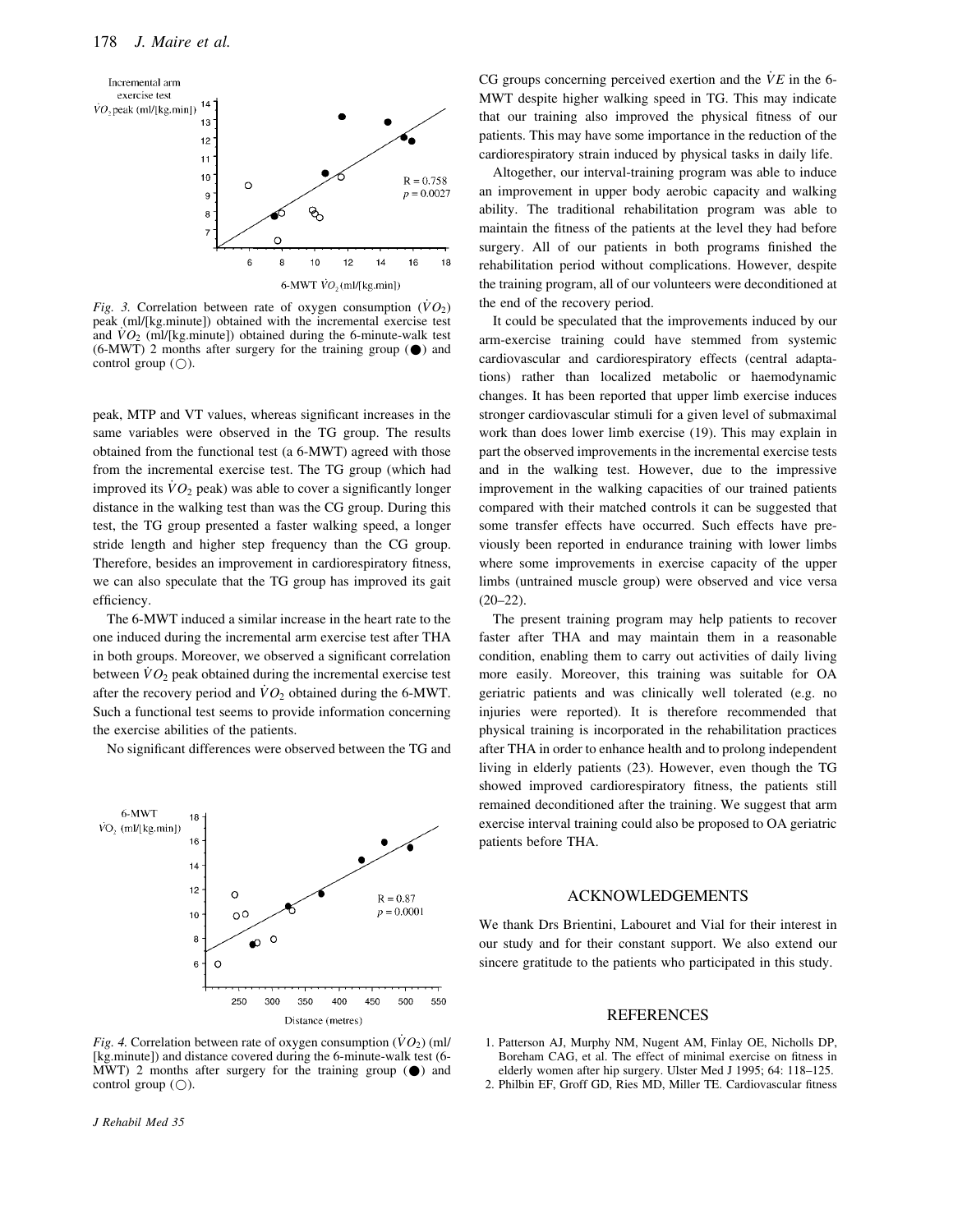*Fig. 3.* Correlation between rate of oxygen consumption ($\dot{V}O_2$) peak (ml/[kg.minute]) obtained with the incremental exercise test and $\dot{V}O_2$ (ml/[kg.minute]) obtained during the 6-minute-walk test (6-MWT) 2 months after surgery for the training group (●) and control group (○).

peak, MTP and VT values, whereas significant increases in the same variables were observed in the TG group. The results obtained from the functional test (a 6-MWT) agreed with those from the incremental exercise test. The TG group (which had improved its $\dot{V}O_2$ peak) was able to cover a significantly longer distance in the walking test than was the CG group. During this test, the TG group presented a faster walking speed, a longer stride length and higher step frequency than the CG group. Therefore, besides an improvement in cardiorespiratory fitness, we can also speculate that the TG group has improved its gait efficiency.

The 6-MWT induced a similar increase in the heart rate to the one induced during the incremental arm exercise test after THA in both groups. Moreover, we observed a significant correlation between $\dot{V}O_2$ peak obtained during the incremental exercise test after the recovery period and $\dot{V}O_2$ obtained during the 6-MWT. Such a functional test seems to provide information concerning the exercise abilities of the patients.

No significant differences were observed between the TG and CG groups concerning perceived exertion and the $\dot{V}E$ in the 6-MWT despite higher walking speed in TG. This may indicate that our training also improved the physical fitness of our patients. This may have some importance in the reduction of the cardiorespiratory strain induced by physical tasks in daily life.

Altogether, our interval-training program was able to induce an improvement in upper body aerobic capacity and walking ability. The traditional rehabilitation program was able to maintain the fitness of the patients at the level they had before surgery. All of our patients in both programs finished the rehabilitation period without complications. However, despite the training program, all of our volunteers were deconditioned at the end of the recovery period.

It could be speculated that the improvements induced by our arm-exercise training could have stemmed from systemic cardiovascular and cardiorespiratory effects (central adaptations) rather than localized metabolic or haemodynamic changes. It has been reported that upper limb exercise induces stronger cardiovascular stimuli for a given level of submaximal work than does lower limb exercise (19). This may explain in part the observed improvements in the incremental exercise tests and in the walking test. However, due to the impressive improvement in the walking capacities of our trained patients compared with their matched controls it can be suggested that some transfer effects have occurred. Such effects have previously been reported in endurance training with lower limbs where some improvements in exercise capacity of the upper limbs (untrained muscle group) were observed and vice versa (20–22).

The present training program may help patients to recover faster after THA and may maintain them in a reasonable condition, enabling them to carry out activities of daily living more easily. Moreover, this training was suitable for OA geriatric patients and was clinically well tolerated (e.g. no injuries were reported). It is therefore recommended that physical training is incorporated in the rehabilitation practices after THA in order to enhance health and to prolong independent living in elderly patients (23). However, even though the TG showed improved cardiorespiratory fitness, the patients still remained deconditioned after the training. We suggest that arm exercise interval training could also be proposed to OA geriatric patients before THA.

*Fig. 4.* Correlation between rate of oxygen consumption ($\dot{V}O_2$) (ml/[kg.minute]) and distance covered during the 6-minute-walk test (6-MWT) 2 months after surgery for the training group (●) and control group (○).

## ACKNOWLEDGEMENTS

We thank Drs Brientini, Labouret and Vial for their interest in our study and for their constant support. We also extend our sincere gratitude to the patients who participated in this study.

## REFERENCES

1. Patterson AJ, Murphy NM, Nugent AM, Finlay OE, Nicholls DP, Boreham CAG, et al. The effect of minimal exercise on fitness in elderly women after hip surgery. Ulster Med J 1995; 64: 118–125.
2. Philbin EF, Groff GD, Ries MD, Miller TE. Cardiovascular fitness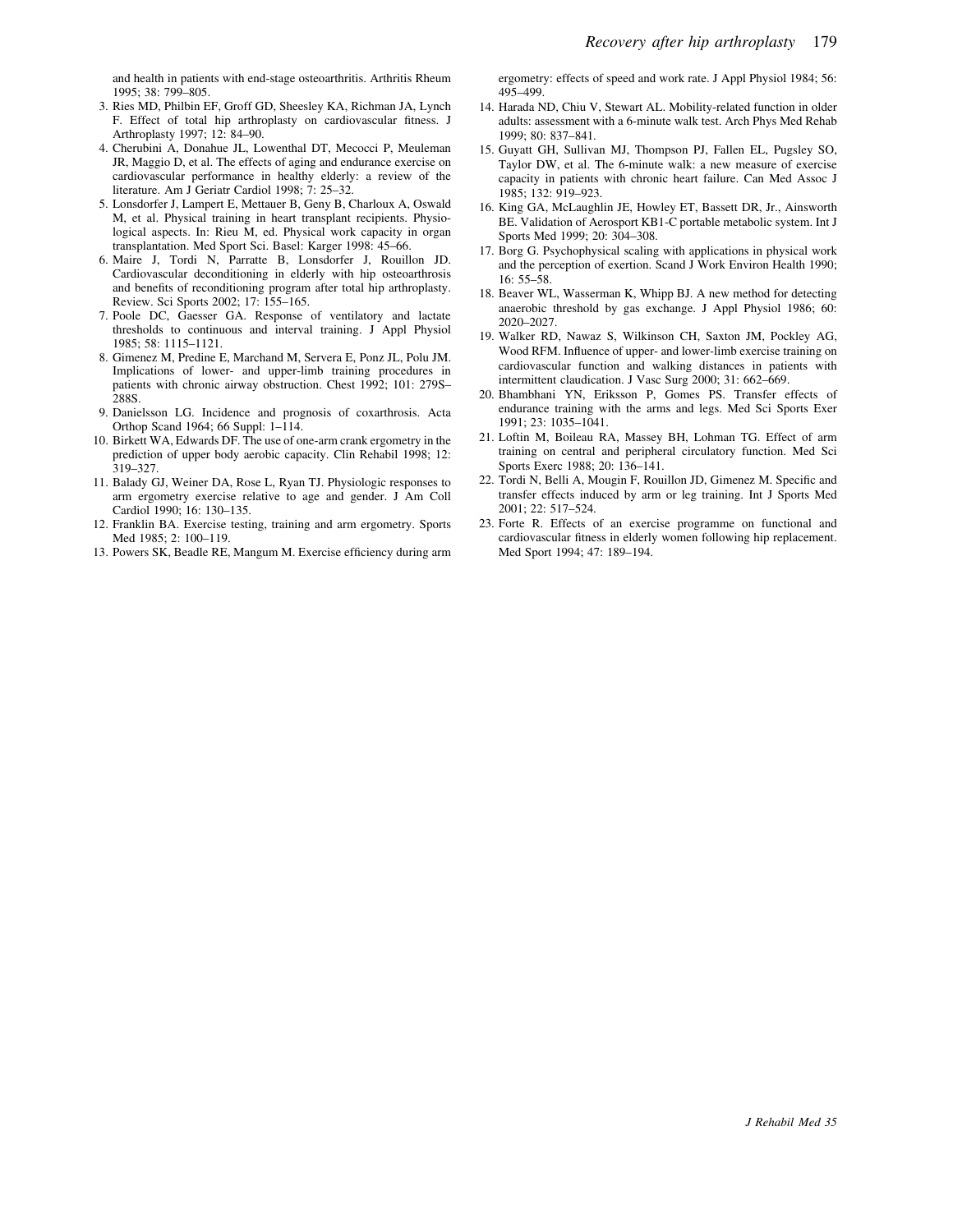and health in patients with end-stage osteoarthritis. Arthritis Rheum 1995; 38: 799–805.

3. Ries MD, Philbin EF, Groff GD, Sheesley KA, Richman JA, Lynch F. Effect of total hip arthroplasty on cardiovascular fitness. J Arthroplasty 1997; 12: 84–90.
4. Cherubini A, Donahue JL, Lowenthal DT, Mecocci P, Meuleman JR, Maggio D, et al. The effects of aging and endurance exercise on cardiovascular performance in healthy elderly: a review of the literature. Am J Geriatr Cardiol 1998; 7: 25–32.
5. Lonsdorfer J, Lampert E, Mettauer B, Geny B, Charloux A, Oswald M, et al. Physical training in heart transplant recipients. Physiological aspects. In: Rieu M, ed. Physical work capacity in organ transplantation. Med Sport Sci. Basel: Karger 1998: 45–66.
6. Maire J, Tordi N, Parratte B, Lonsdorfer J, Rouillon JD. Cardiovascular deconditioning in elderly with hip osteoarthrosis and benefits of reconditioning program after total hip arthroplasty. Review. Sci Sports 2002; 17: 155–165.
7. Poole DC, Gaesser GA. Response of ventilatory and lactate thresholds to continuous and interval training. J Appl Physiol 1985; 58: 1115–1121.
8. Gimenez M, Predine E, Marchand M, Servera E, Ponz JL, Polu JM. Implications of lower- and upper-limb training procedures in patients with chronic airway obstruction. Chest 1992; 101: 279S–288S.
9. Danielsson LG. Incidence and prognosis of coxarthrosis. Acta Orthop Scand 1964; 66 Suppl: 1–114.
10. Birkett WA, Edwards DF. The use of one-arm crank ergometry in the prediction of upper body aerobic capacity. Clin Rehabil 1998; 12: 319–327.
11. Balady GJ, Weiner DA, Rose L, Ryan TJ. Physiologic responses to arm ergometry exercise relative to age and gender. J Am Coll Cardiol 1990; 16: 130–135.
12. Franklin BA. Exercise testing, training and arm ergometry. Sports Med 1985; 2: 100–119.
13. Powers SK, Beadle RE, Mangum M. Exercise efficiency during arm ergometry: effects of speed and work rate. J Appl Physiol 1984; 56: 495–499.
14. Harada ND, Chiu V, Stewart AL. Mobility-related function in older adults: assessment with a 6-minute walk test. Arch Phys Med Rehab 1999; 80: 837–841.
15. Guyatt GH, Sullivan MJ, Thompson PJ, Fallen EL, Pugsley SO, Taylor DW, et al. The 6-minute walk: a new measure of exercise capacity in patients with chronic heart failure. Can Med Assoc J 1985; 132: 919–923.
16. King GA, McLaughlin JE, Howley ET, Bassett DR, Jr., Ainsworth BE. Validation of Aerosport KB1-C portable metabolic system. Int J Sports Med 1999; 20: 304–308.
17. Borg G. Psychophysical scaling with applications in physical work and the perception of exertion. Scand J Work Environ Health 1990; 16: 55–58.
18. Beaver WL, Wasserman K, Whipp BJ. A new method for detecting anaerobic threshold by gas exchange. J Appl Physiol 1986; 60: 2020–2027.
19. Walker RD, Nawaz S, Wilkinson CH, Saxton JM, Pockley AG, Wood RFM. Influence of upper- and lower-limb exercise training on cardiovascular function and walking distances in patients with intermittent claudication. J Vasc Surg 2000; 31: 662–669.
20. Bhambhani YN, Eriksson P, Gomes PS. Transfer effects of endurance training with the arms and legs. Med Sci Sports Exer 1991; 23: 1035–1041.
21. Loftin M, Boileau RA, Massey BH, Lohman TG. Effect of arm training on central and peripheral circulatory function. Med Sci Sports Exerc 1988; 20: 136–141.
22. Tordi N, Belli A, Mougin F, Rouillon JD, Gimenez M. Specific and transfer effects induced by arm or leg training. Int J Sports Med 2001; 22: 517–524.
23. Forte R. Effects of an exercise programme on functional and cardiovascular fitness in elderly women following hip replacement. Med Sport 1994; 47: 189–194.